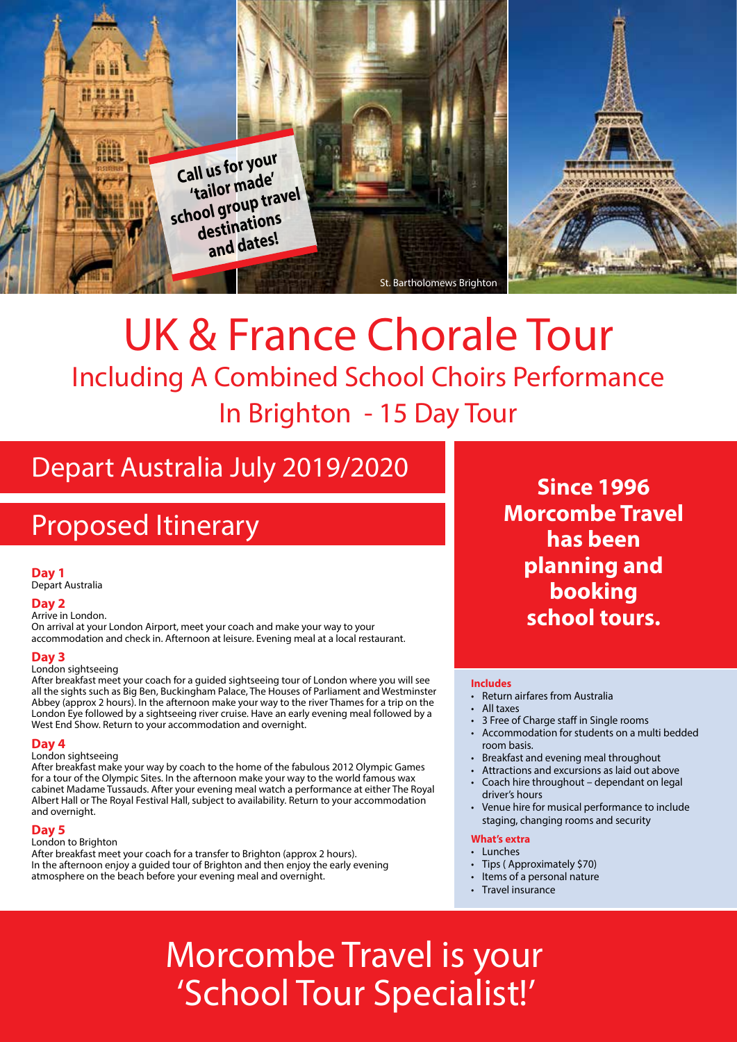Call us for your 'tailor made' school group travel destinations and dates!

St. Bartholomews Brighton

# UK & France Chorale Tour

## Including A Combined School Choirs Performance In Brighton - 15 Day Tour

## Depart Australia July 2019/2020

## Proposed Itinerary

**Day 1**
Depart Australia

**Day 2**
Arrive in London.
On arrival at your London Airport, meet your coach and make your way to your accommodation and check in. Afternoon at leisure. Evening meal at a local restaurant.

**Day 3**
London sightseeing
After breakfast meet your coach for a guided sightseeing tour of London where you will see all the sights such as Big Ben, Buckingham Palace, The Houses of Parliament and Westminster Abbey (approx 2 hours). In the afternoon make your way to the river Thames for a trip on the London Eye followed by a sightseeing river cruise. Have an early evening meal followed by a West End Show. Return to your accommodation and overnight.

**Day 4**
London sightseeing
After breakfast make your way by coach to the home of the fabulous 2012 Olympic Games for a tour of the Olympic Sites. In the afternoon make your way to the world famous wax cabinet Madame Tussauds. After your evening meal watch a performance at either The Royal Albert Hall or The Royal Festival Hall, subject to availability. Return to your accommodation and overnight.

**Day 5**
London to Brighton
After breakfast meet your coach for a transfer to Brighton (approx 2 hours).
In the afternoon enjoy a guided tour of Brighton and then enjoy the early evening atmosphere on the beach before your evening meal and overnight.

**Since 1996 Morcombe Travel has been planning and booking school tours.**

**Includes**

- Return airfares from Australia
- All taxes
- 3 Free of Charge staff in Single rooms
- Accommodation for students on a multi bedded room basis.
- Breakfast and evening meal throughout
- Attractions and excursions as laid out above
- Coach hire throughout – dependant on legal driver's hours
- Venue hire for musical performance to include staging, changing rooms and security

**What's extra**

- Lunches
- Tips ( Approximately $70)
- Items of a personal nature
- Travel insurance

# Morcombe Travel is your 'School Tour Specialist!'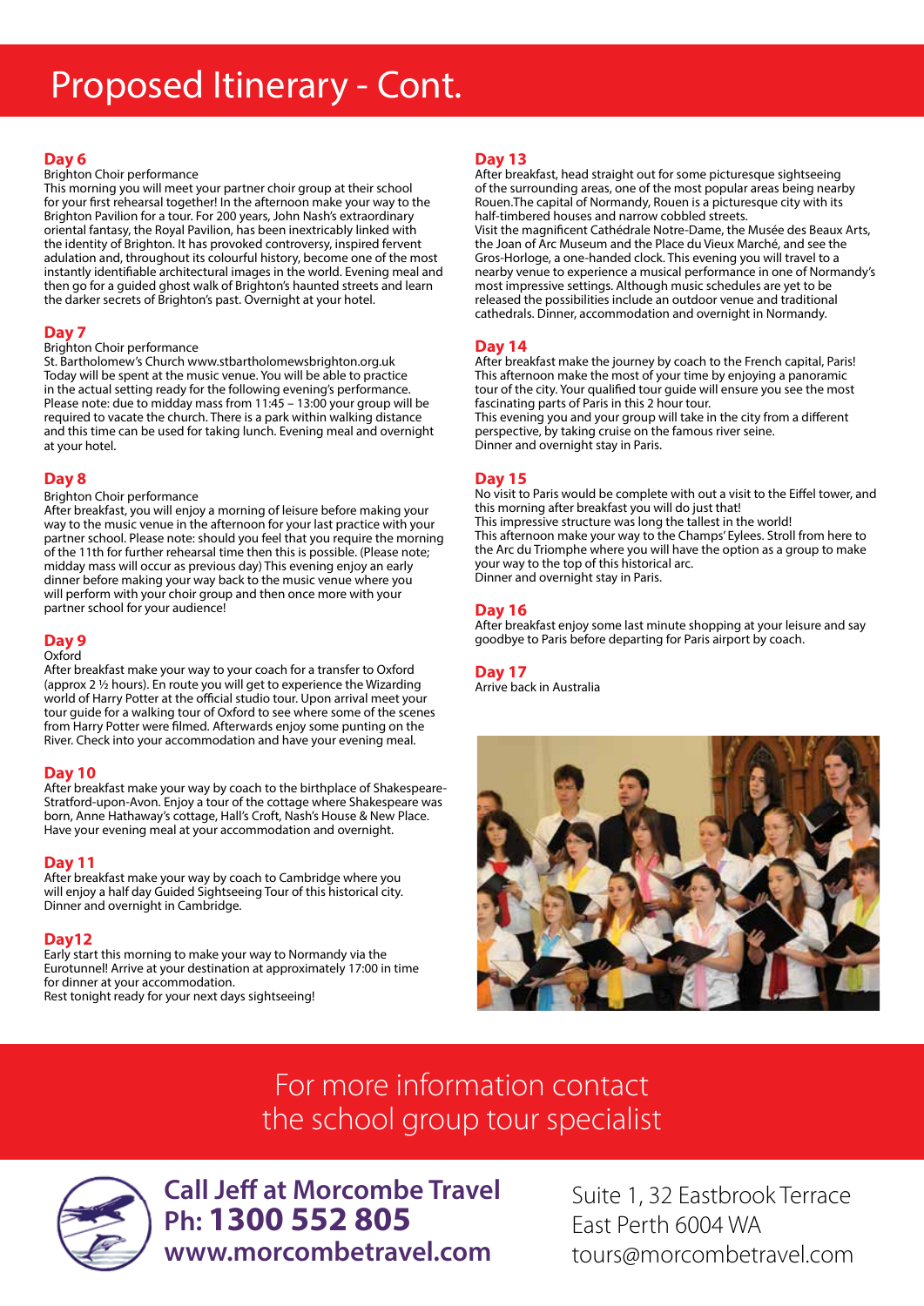# Proposed Itinerary - Cont.

## Day 6

Brighton Choir performance

This morning you will meet your partner choir group at their school for your first rehearsal together! In the afternoon make your way to the Brighton Pavilion for a tour. For 200 years, John Nash's extraordinary oriental fantasy, the Royal Pavilion, has been inextricably linked with the identity of Brighton. It has provoked controversy, inspired fervent adulation and, throughout its colourful history, become one of the most instantly identifiable architectural images in the world. Evening meal and then go for a guided ghost walk of Brighton's haunted streets and learn the darker secrets of Brighton's past. Overnight at your hotel.

## Day 7

Brighton Choir performance

St. Bartholomew's Church www.stbartholomewsbrighton.org.uk

Today will be spent at the music venue. You will be able to practice in the actual setting ready for the following evening's performance. Please note: due to midday mass from 11:45 – 13:00 your group will be required to vacate the church. There is a park within walking distance and this time can be used for taking lunch. Evening meal and overnight at your hotel.

## Day 8

Brighton Choir performance

After breakfast, you will enjoy a morning of leisure before making your way to the music venue in the afternoon for your last practice with your partner school. Please note: should you feel that you require the morning of the 11th for further rehearsal time then this is possible. (Please note; midday mass will occur as previous day) This evening enjoy an early dinner before making your way back to the music venue where you will perform with your choir group and then once more with your partner school for your audience!

## Day 9

Oxford

After breakfast make your way to your coach for a transfer to Oxford (approx 2 ½ hours). En route you will get to experience the Wizarding world of Harry Potter at the official studio tour. Upon arrival meet your tour guide for a walking tour of Oxford to see where some of the scenes from Harry Potter were filmed. Afterwards enjoy some punting on the River. Check into your accommodation and have your evening meal.

## Day 10

After breakfast make your way by coach to the birthplace of Shakespeare- Stratford-upon-Avon. Enjoy a tour of the cottage where Shakespeare was born, Anne Hathaway's cottage, Hall's Croft, Nash's House & New Place. Have your evening meal at your accommodation and overnight.

## Day 11

After breakfast make your way by coach to Cambridge where you will enjoy a half day Guided Sightseeing Tour of this historical city. Dinner and overnight in Cambridge.

## Day12

Early start this morning to make your way to Normandy via the Eurotunnel! Arrive at your destination at approximately 17:00 in time for dinner at your accommodation.

Rest tonight ready for your next days sightseeing!

## Day 13

After breakfast, head straight out for some picturesque sightseeing of the surrounding areas, one of the most popular areas being nearby Rouen.The capital of Normandy, Rouen is a picturesque city with its half-timbered houses and narrow cobbled streets.

Visit the magnificent Cathédrale Notre-Dame, the Musée des Beaux Arts, the Joan of Arc Museum and the Place du Vieux Marché, and see the Gros-Horloge, a one-handed clock. This evening you will travel to a nearby venue to experience a musical performance in one of Normandy's most impressive settings. Although music schedules are yet to be released the possibilities include an outdoor venue and traditional cathedrals. Dinner, accommodation and overnight in Normandy.

## Day 14

After breakfast make the journey by coach to the French capital, Paris! This afternoon make the most of your time by enjoying a panoramic tour of the city. Your qualified tour guide will ensure you see the most fascinating parts of Paris in this 2 hour tour.

This evening you and your group will take in the city from a different perspective, by taking cruise on the famous river seine.

Dinner and overnight stay in Paris.

## Day 15

No visit to Paris would be complete with out a visit to the Eiffel tower, and this morning after breakfast you will do just that!

This impressive structure was long the tallest in the world!

This afternoon make your way to the Champs' Eylees. Stroll from here to the Arc du Triomphe where you will have the option as a group to make your way to the top of this historical arc.

Dinner and overnight stay in Paris.

## Day 16

After breakfast enjoy some last minute shopping at your leisure and say goodbye to Paris before departing for Paris airport by coach.

## Day 17

Arrive back in Australia

For more information contact the school group tour specialist

**Call Jeff at Morcombe Travel**
**Ph: 1300 552 805**
**www.morcombetravel.com**

Suite 1, 32 Eastbrook Terrace
East Perth 6004 WA
tours@morcombetravel.com